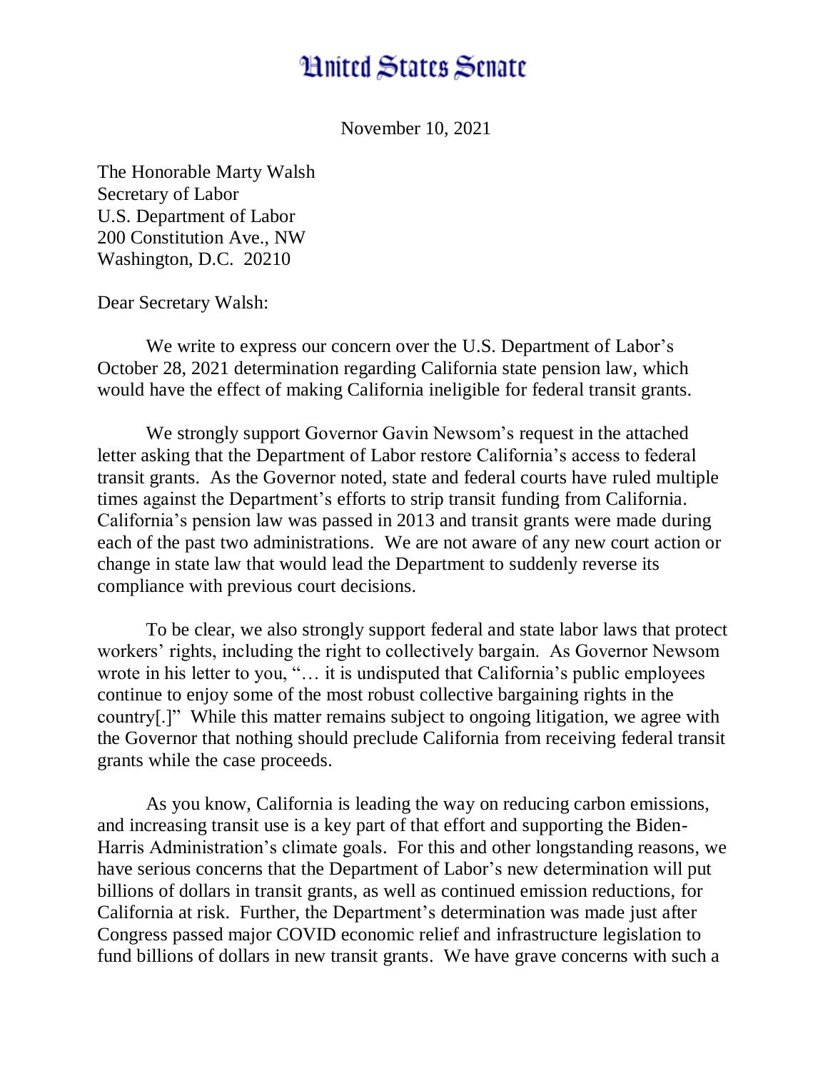# United States Senate

November 10, 2021

The Honorable Marty Walsh
Secretary of Labor
U.S. Department of Labor
200 Constitution Ave., NW
Washington, D.C. 20210

Dear Secretary Walsh:

We write to express our concern over the U.S. Department of Labor's October 28, 2021 determination regarding California state pension law, which would have the effect of making California ineligible for federal transit grants.

We strongly support Governor Gavin Newsom's request in the attached letter asking that the Department of Labor restore California's access to federal transit grants. As the Governor noted, state and federal courts have ruled multiple times against the Department's efforts to strip transit funding from California. California's pension law was passed in 2013 and transit grants were made during each of the past two administrations. We are not aware of any new court action or change in state law that would lead the Department to suddenly reverse its compliance with previous court decisions.

To be clear, we also strongly support federal and state labor laws that protect workers' rights, including the right to collectively bargain. As Governor Newsom wrote in his letter to you, "… it is undisputed that California's public employees continue to enjoy some of the most robust collective bargaining rights in the country[.]" While this matter remains subject to ongoing litigation, we agree with the Governor that nothing should preclude California from receiving federal transit grants while the case proceeds.

As you know, California is leading the way on reducing carbon emissions, and increasing transit use is a key part of that effort and supporting the Biden-Harris Administration's climate goals. For this and other longstanding reasons, we have serious concerns that the Department of Labor's new determination will put billions of dollars in transit grants, as well as continued emission reductions, for California at risk. Further, the Department's determination was made just after Congress passed major COVID economic relief and infrastructure legislation to fund billions of dollars in new transit grants. We have grave concerns with such a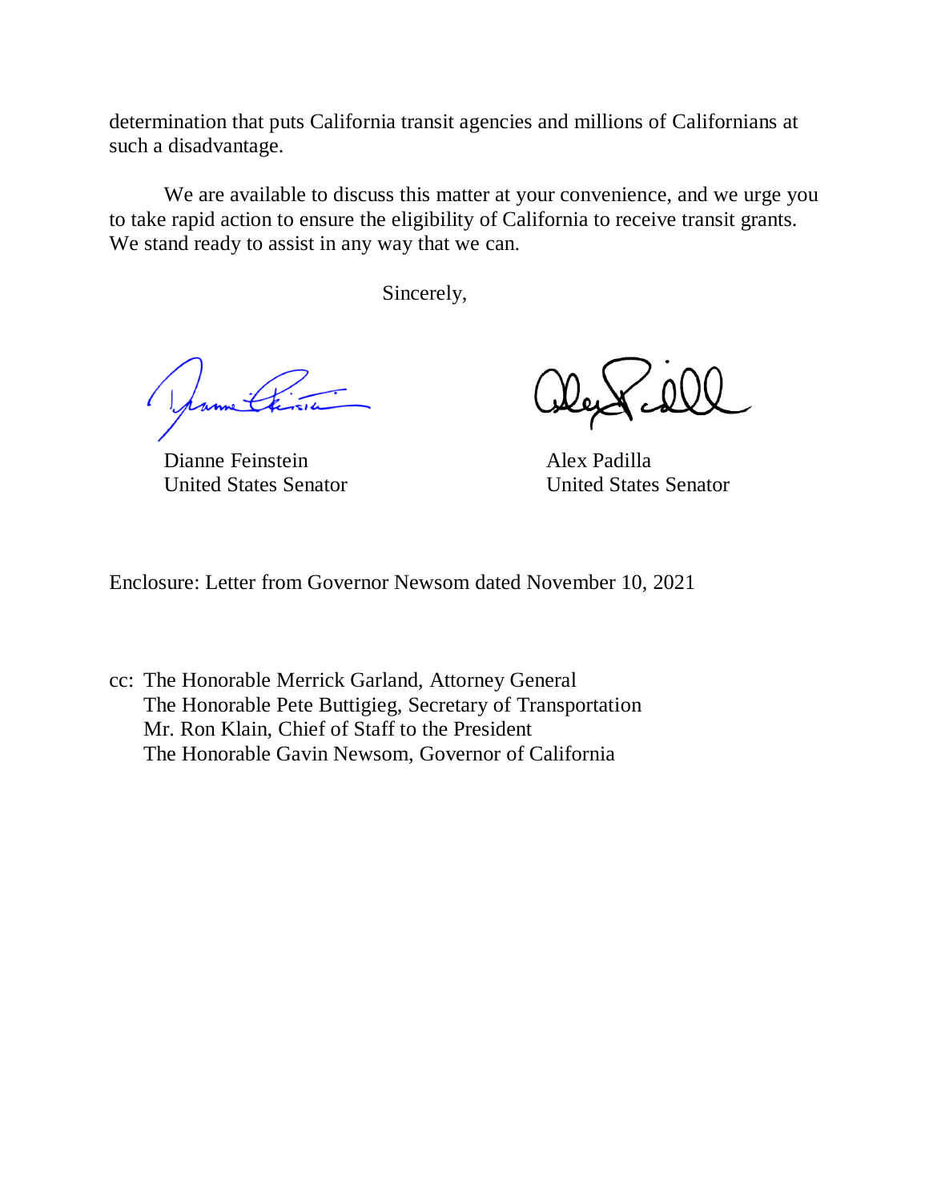determination that puts California transit agencies and millions of Californians at such a disadvantage.

We are available to discuss this matter at your convenience, and we urge you to take rapid action to ensure the eligibility of California to receive transit grants. We stand ready to assist in any way that we can.

Sincerely,

Dianne Feinstein
United States Senator

Alex Padilla
United States Senator

Enclosure: Letter from Governor Newsom dated November 10, 2021

cc: The Honorable Merrick Garland, Attorney General
The Honorable Pete Buttigieg, Secretary of Transportation
Mr. Ron Klain, Chief of Staff to the President
The Honorable Gavin Newsom, Governor of California